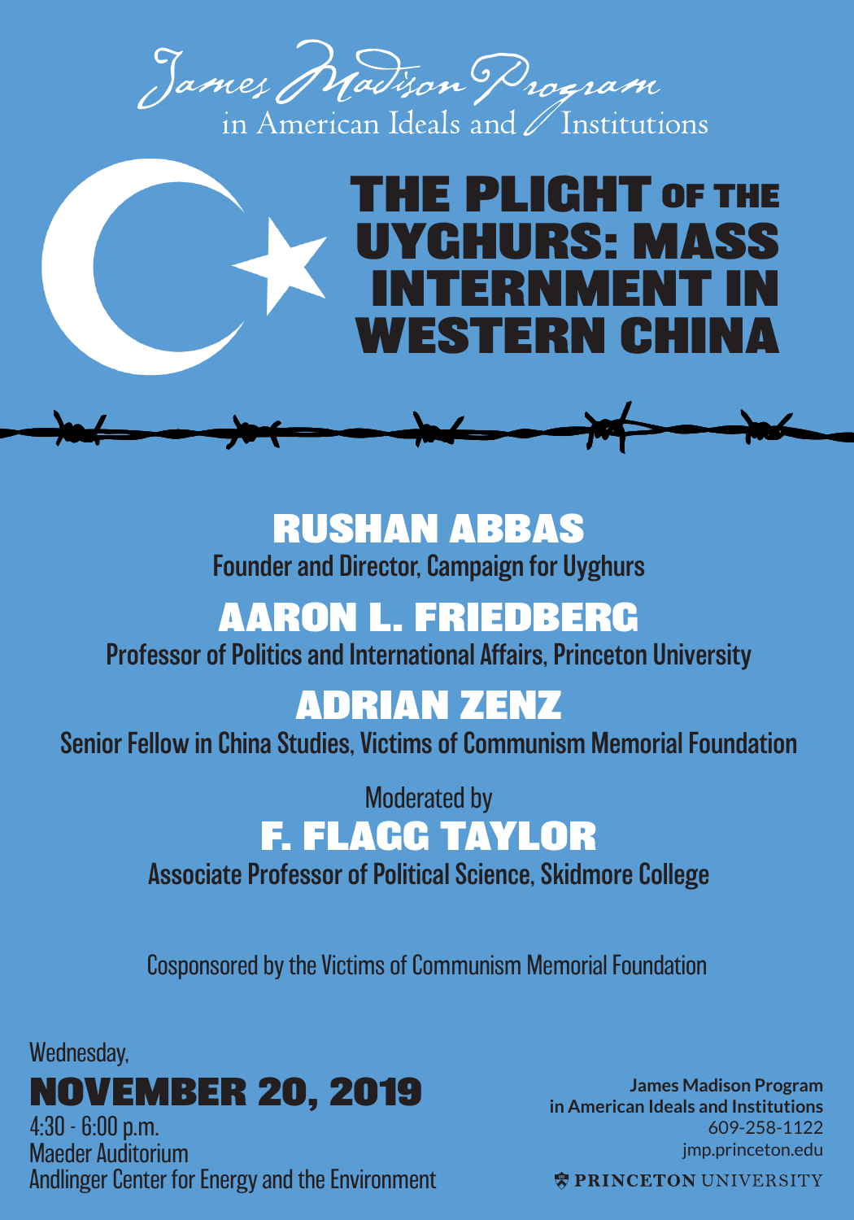James Madison Program
in American Ideals and Institutions

# THE PLIGHT OF THE UYGHURS: MASS INTERNMENT IN WESTERN CHINA

## RUSHAN ABBAS

Founder and Director, Campaign for Uyghurs

## AARON L. FRIEDBERG

Professor of Politics and International Affairs, Princeton University

## ADRIAN ZENZ

Senior Fellow in China Studies, Victims of Communism Memorial Foundation

Moderated by

## F. FLAGG TAYLOR

Associate Professor of Political Science, Skidmore College

Cosponsored by the Victims of Communism Memorial Foundation

Wednesday,

## NOVEMBER 20, 2019

4:30 - 6:00 p.m.
Maeder Auditorium
Andlinger Center for Energy and the Environment

**James Madison Program in American Ideals and Institutions**
609-258-1122
jmp.princeton.edu

PRINCETON UNIVERSITY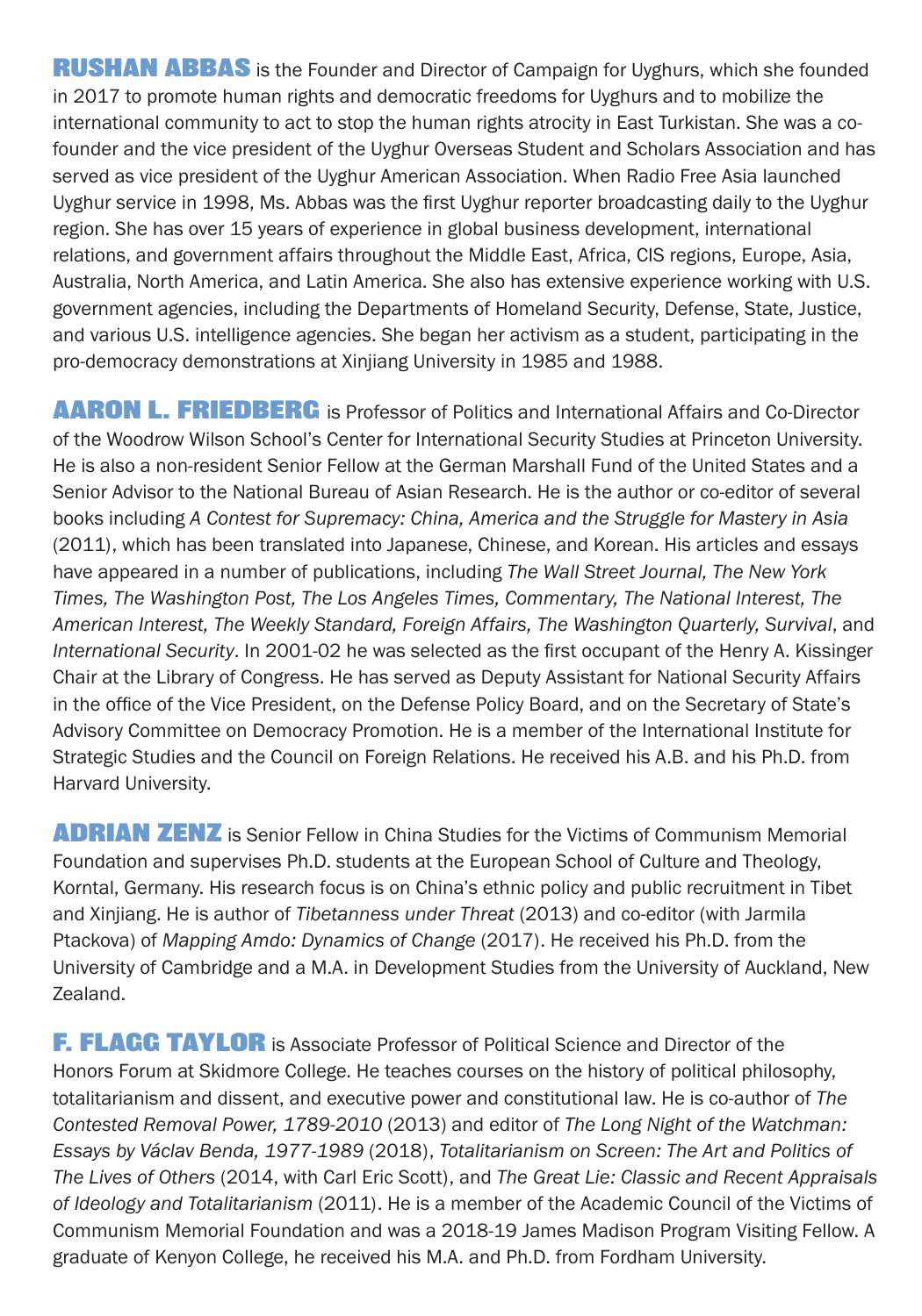**RUSHAN ABBAS** is the Founder and Director of Campaign for Uyghurs, which she founded in 2017 to promote human rights and democratic freedoms for Uyghurs and to mobilize the international community to act to stop the human rights atrocity in East Turkistan. She was a co-founder and the vice president of the Uyghur Overseas Student and Scholars Association and has served as vice president of the Uyghur American Association. When Radio Free Asia launched Uyghur service in 1998, Ms. Abbas was the first Uyghur reporter broadcasting daily to the Uyghur region. She has over 15 years of experience in global business development, international relations, and government affairs throughout the Middle East, Africa, CIS regions, Europe, Asia, Australia, North America, and Latin America. She also has extensive experience working with U.S. government agencies, including the Departments of Homeland Security, Defense, State, Justice, and various U.S. intelligence agencies. She began her activism as a student, participating in the pro-democracy demonstrations at Xinjiang University in 1985 and 1988.

**AARON L. FRIEDBERG** is Professor of Politics and International Affairs and Co-Director of the Woodrow Wilson School's Center for International Security Studies at Princeton University. He is also a non-resident Senior Fellow at the German Marshall Fund of the United States and a Senior Advisor to the National Bureau of Asian Research. He is the author or co-editor of several books including *A Contest for Supremacy: China, America and the Struggle for Mastery in Asia* (2011), which has been translated into Japanese, Chinese, and Korean. His articles and essays have appeared in a number of publications, including *The Wall Street Journal, The New York Times, The Washington Post, The Los Angeles Times, Commentary, The National Interest, The American Interest, The Weekly Standard, Foreign Affairs, The Washington Quarterly, Survival*, and *International Security*. In 2001-02 he was selected as the first occupant of the Henry A. Kissinger Chair at the Library of Congress. He has served as Deputy Assistant for National Security Affairs in the office of the Vice President, on the Defense Policy Board, and on the Secretary of State's Advisory Committee on Democracy Promotion. He is a member of the International Institute for Strategic Studies and the Council on Foreign Relations. He received his A.B. and his Ph.D. from Harvard University.

**ADRIAN ZENZ** is Senior Fellow in China Studies for the Victims of Communism Memorial Foundation and supervises Ph.D. students at the European School of Culture and Theology, Korntal, Germany. His research focus is on China's ethnic policy and public recruitment in Tibet and Xinjiang. He is author of *Tibetanness under Threat* (2013) and co-editor (with Jarmila Ptackova) of *Mapping Amdo: Dynamics of Change* (2017). He received his Ph.D. from the University of Cambridge and a M.A. in Development Studies from the University of Auckland, New Zealand.

**F. FLAGG TAYLOR** is Associate Professor of Political Science and Director of the Honors Forum at Skidmore College. He teaches courses on the history of political philosophy, totalitarianism and dissent, and executive power and constitutional law. He is co-author of *The Contested Removal Power, 1789-2010* (2013) and editor of *The Long Night of the Watchman: Essays by Václav Benda, 1977-1989* (2018), *Totalitarianism on Screen: The Art and Politics of The Lives of Others* (2014, with Carl Eric Scott), and *The Great Lie: Classic and Recent Appraisals of Ideology and Totalitarianism* (2011). He is a member of the Academic Council of the Victims of Communism Memorial Foundation and was a 2018-19 James Madison Program Visiting Fellow. A graduate of Kenyon College, he received his M.A. and Ph.D. from Fordham University.